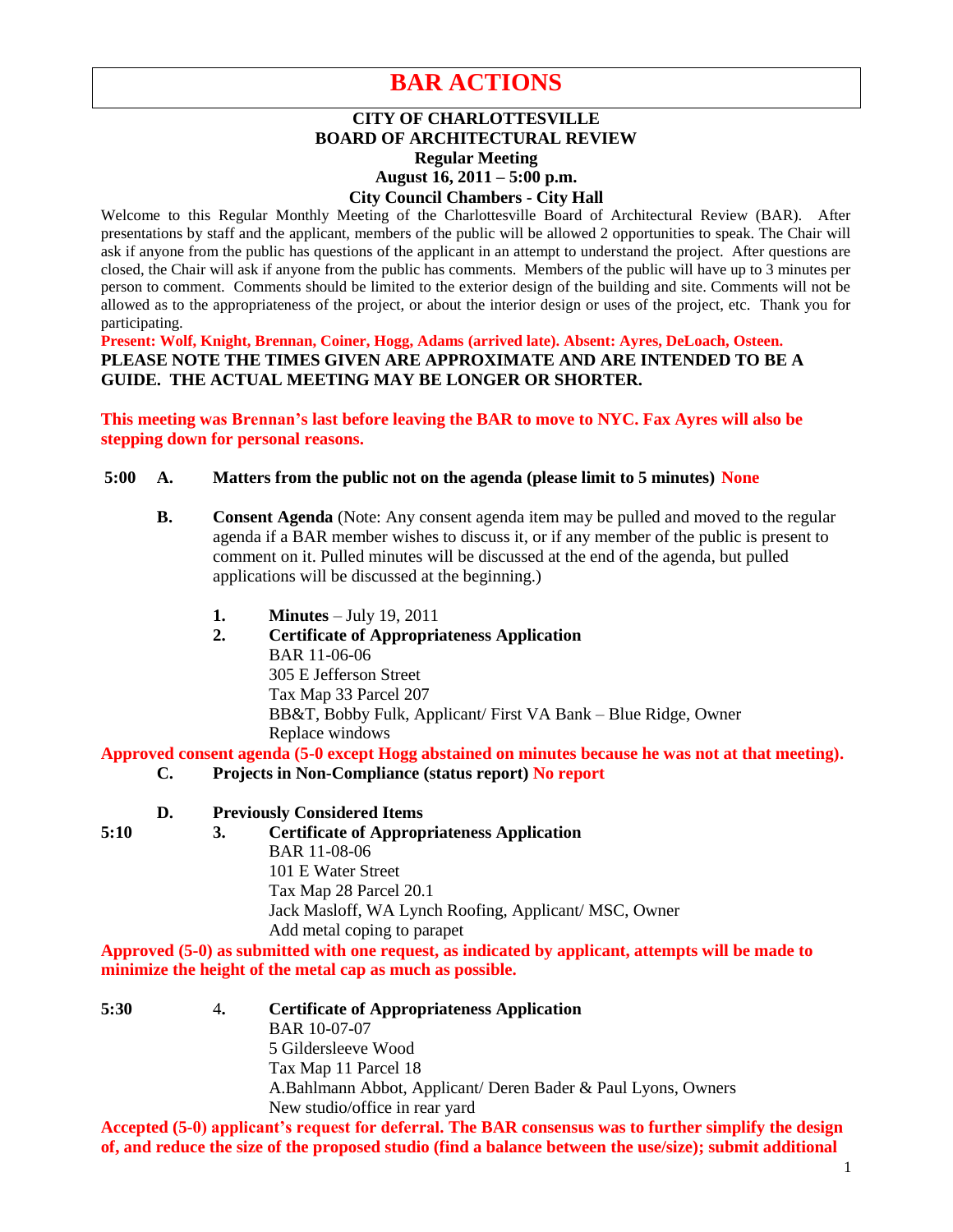# BAR ACTIONS

**CITY OF CHARLOTTESVILLE**
**BOARD OF ARCHITECTURAL REVIEW**
**Regular Meeting**
**August 16, 2011 – 5:00 p.m.**
**City Council Chambers - City Hall**

Welcome to this Regular Monthly Meeting of the Charlottesville Board of Architectural Review (BAR). After presentations by staff and the applicant, members of the public will be allowed 2 opportunities to speak. The Chair will ask if anyone from the public has questions of the applicant in an attempt to understand the project. After questions are closed, the Chair will ask if anyone from the public has comments. Members of the public will have up to 3 minutes per person to comment. Comments should be limited to the exterior design of the building and site. Comments will not be allowed as to the appropriateness of the project, or about the interior design or uses of the project, etc. Thank you for participating.

**Present: Wolf, Knight, Brennan, Coiner, Hogg, Adams (arrived late). Absent: Ayres, DeLoach, Osteen.**

**PLEASE NOTE THE TIMES GIVEN ARE APPROXIMATE AND ARE INTENDED TO BE A GUIDE. THE ACTUAL MEETING MAY BE LONGER OR SHORTER.**

**This meeting was Brennan's last before leaving the BAR to move to NYC. Fax Ayres will also be stepping down for personal reasons.**

**5:00 A. Matters from the public not on the agenda (please limit to 5 minutes) None**

**B. Consent Agenda** (Note: Any consent agenda item may be pulled and moved to the regular agenda if a BAR member wishes to discuss it, or if any member of the public is present to comment on it. Pulled minutes will be discussed at the end of the agenda, but pulled applications will be discussed at the beginning.)

1. **Minutes** – July 19, 2011
2. **Certificate of Appropriateness Application**
   BAR 11-06-06
   305 E Jefferson Street
   Tax Map 33 Parcel 207
   BB&T, Bobby Fulk, Applicant/ First VA Bank – Blue Ridge, Owner
   Replace windows

**Approved consent agenda (5-0 except Hogg abstained on minutes because he was not at that meeting).**

**C. Projects in Non-Compliance (status report) No report**

**D. Previously Considered Items**

**5:10** 3. **Certificate of Appropriateness Application**
BAR 11-08-06
101 E Water Street
Tax Map 28 Parcel 20.1
Jack Masloff, WA Lynch Roofing, Applicant/ MSC, Owner
Add metal coping to parapet

**Approved (5-0) as submitted with one request, as indicated by applicant, attempts will be made to minimize the height of the metal cap as much as possible.**

**5:30** 4. **Certificate of Appropriateness Application**
BAR 10-07-07
5 Gildersleeve Wood
Tax Map 11 Parcel 18
A.Bahlmann Abbot, Applicant/ Deren Bader & Paul Lyons, Owners
New studio/office in rear yard

**Accepted (5-0) applicant's request for deferral. The BAR consensus was to further simplify the design of, and reduce the size of the proposed studio (find a balance between the use/size); submit additional**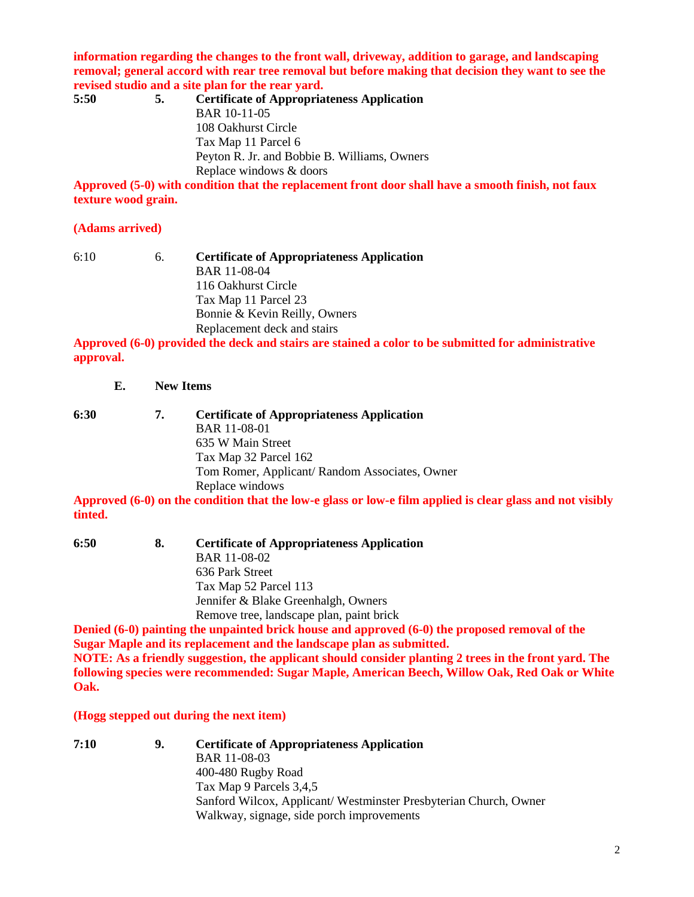**information regarding the changes to the front wall, driveway, addition to garage, and landscaping removal; general accord with rear tree removal but before making that decision they want to see the revised studio and a site plan for the rear yard.**

**5:50** **5.** **Certificate of Appropriateness Application**
BAR 10-11-05
108 Oakhurst Circle
Tax Map 11 Parcel 6
Peyton R. Jr. and Bobbie B. Williams, Owners
Replace windows & doors

**Approved (5-0) with condition that the replacement front door shall have a smooth finish, not faux texture wood grain.**

**(Adams arrived)**

6:10 6. **Certificate of Appropriateness Application**
BAR 11-08-04
116 Oakhurst Circle
Tax Map 11 Parcel 23
Bonnie & Kevin Reilly, Owners
Replacement deck and stairs

**Approved (6-0) provided the deck and stairs are stained a color to be submitted for administrative approval.**

**E. New Items**

**6:30** **7.** **Certificate of Appropriateness Application**
BAR 11-08-01
635 W Main Street
Tax Map 32 Parcel 162
Tom Romer, Applicant/ Random Associates, Owner
Replace windows

**Approved (6-0) on the condition that the low-e glass or low-e film applied is clear glass and not visibly tinted.**

**6:50** **8.** **Certificate of Appropriateness Application**
BAR 11-08-02
636 Park Street
Tax Map 52 Parcel 113
Jennifer & Blake Greenhalgh, Owners
Remove tree, landscape plan, paint brick

**Denied (6-0) painting the unpainted brick house and approved (6-0) the proposed removal of the Sugar Maple and its replacement and the landscape plan as submitted.**
**NOTE: As a friendly suggestion, the applicant should consider planting 2 trees in the front yard. The following species were recommended: Sugar Maple, American Beech, Willow Oak, Red Oak or White Oak.**

**(Hogg stepped out during the next item)**

**7:10** **9.** **Certificate of Appropriateness Application**
BAR 11-08-03
400-480 Rugby Road
Tax Map 9 Parcels 3,4,5
Sanford Wilcox, Applicant/ Westminster Presbyterian Church, Owner
Walkway, signage, side porch improvements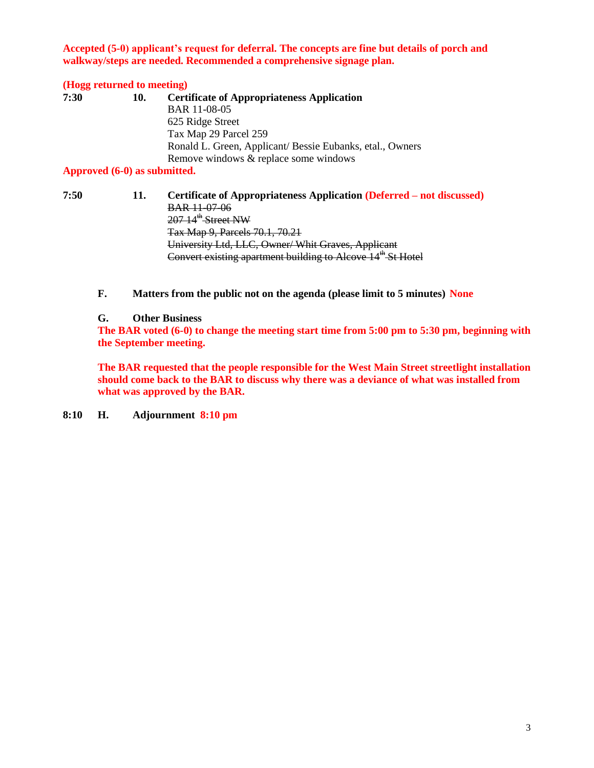**Accepted (5-0) applicant's request for deferral. The concepts are fine but details of porch and walkway/steps are needed. Recommended a comprehensive signage plan.**

**(Hogg returned to meeting)**

**7:30** **10. Certificate of Appropriateness Application**
BAR 11-08-05
625 Ridge Street
Tax Map 29 Parcel 259
Ronald L. Green, Applicant/ Bessie Eubanks, etal., Owners
Remove windows & replace some windows

**Approved (6-0) as submitted.**

**7:50** **11. Certificate of Appropriateness Application (Deferred – not discussed)**
~~BAR 11-07-06~~
~~207 14th Street NW~~
~~Tax Map 9, Parcels 70.1, 70.21~~
~~University Ltd, LLC, Owner/ Whit Graves, Applicant~~
~~Convert existing apartment building to Alcove 14th St Hotel~~

**F. Matters from the public not on the agenda (please limit to 5 minutes) None**

**G. Other Business**

**The BAR voted (6-0) to change the meeting start time from 5:00 pm to 5:30 pm, beginning with the September meeting.**

**The BAR requested that the people responsible for the West Main Street streetlight installation should come back to the BAR to discuss why there was a deviance of what was installed from what was approved by the BAR.**

**8:10 H. Adjournment 8:10 pm**